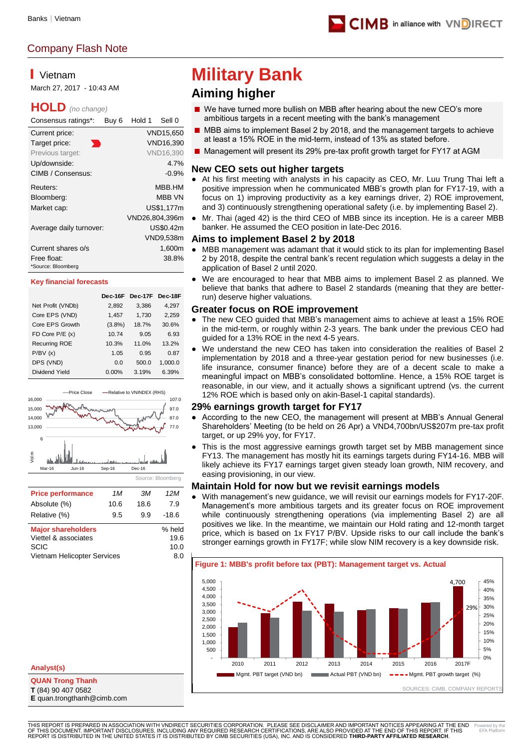Banks | Vietnam

Company Flash Note

## Vietnam

March 27, 2017 - 10:43 AM

**HOLD** *(no change)*

| Consensus ratings*: | Buy 6 | Hold 1 | Sell 0 |
|---|---|---|---|

| | |
|---|---|
| Current price: | VND15,650 |
| Target price: | VND16,390 |
| Previous target: | VND16,390 |
| Up/downside: | 4.7% |
| CIMB / Consensus: | -0.9% |
| Reuters: | MBB.HM |
| Bloomberg: | MBB VN |
| Market cap: | US$1,177m |
| | VND26,804,396m |
| Average daily turnover: | US$0.42m |
| | VND9,538m |
| Current shares o/s | 1,600m |
| Free float: | 38.8% |

*Source: Bloomberg

**Key financial forecasts**

| | Dec-16F | Dec-17F | Dec-18F |
|---|---|---|---|
| Net Profit (VNDb) | 2,892 | 3,386 | 4,297 |
| Core EPS (VND) | 1,457 | 1,730 | 2,259 |
| Core EPS Growth | (3.8%) | 18.7% | 30.6% |
| FD Core P/E (x) | 10.74 | 9.05 | 6.93 |
| Recurring ROE | 10.3% | 11.0% | 13.2% |
| P/BV (x) | 1.05 | 0.95 | 0.87 |
| DPS (VND) | 0.0 | 500.0 | 1,000.0 |
| Dividend Yield | 0.00% | 3.19% | 6.39% |

Source: Bloomberg

| Price performance | 1M | 3M | 12M |
|---|---|---|---|
| Absolute (%) | 10.6 | 18.6 | 7.9 |
| Relative (%) | 9.5 | 9.9 | -18.6 |

| Major shareholders | % held |
|---|---|
| Viettel & associates | 19.6 |
| SCIC | 10.0 |
| Vietnam Helicopter Services | 8.0 |

**Analyst(s)**

**QUAN Trong Thanh**
**T** (84) 90 407 0582
**E** quan.trongthanh@cimb.com

# Military Bank

## Aiming higher

- We have turned more bullish on MBB after hearing about the new CEO's more ambitious targets in a recent meeting with the bank's management
- MBB aims to implement Basel 2 by 2018, and the management targets to achieve at least a 15% ROE in the mid-term, instead of 13% as stated before.
- Management will present its 29% pre-tax profit growth target for FY17 at AGM

### New CEO sets out higher targets

- At his first meeting with analysts in his capacity as CEO, Mr. Luu Trung Thai left a positive impression when he communicated MBB's growth plan for FY17-19, with a focus on 1) improving productivity as a key earnings driver, 2) ROE improvement, and 3) continuously strengthening operational safety (i.e. by implementing Basel 2).
- Mr. Thai (aged 42) is the third CEO of MBB since its inception. He is a career MBB banker. He assumed the CEO position in late-Dec 2016.

### Aims to implement Basel 2 by 2018

- MBB management was adamant that it would stick to its plan for implementing Basel 2 by 2018, despite the central bank's recent regulation which suggests a delay in the application of Basel 2 until 2020.
- We are encouraged to hear that MBB aims to implement Basel 2 as planned. We believe that banks that adhere to Basel 2 standards (meaning that they are better-run) deserve higher valuations.

### Greater focus on ROE improvement

- The new CEO guided that MBB's management aims to achieve at least a 15% ROE in the mid-term, or roughly within 2-3 years. The bank under the previous CEO had guided for a 13% ROE in the next 4-5 years.
- We understand the new CEO has taken into consideration the realities of Basel 2 implementation by 2018 and a three-year gestation period for new businesses (i.e. life insurance, consumer finance) before they are of a decent scale to make a meaningful impact on MBB's consolidated bottomline. Hence, a 15% ROE target is reasonable, in our view, and it actually shows a significant uptrend (vs. the current 12% ROE which is based only on akin-Basel-1 capital standards).

### 29% earnings growth target for FY17

- According to the new CEO, the management will present at MBB's Annual General Shareholders' Meeting (to be held on 26 Apr) a VND4,700bn/US$207m pre-tax profit target, or up 29% yoy, for FY17.
- This is the most aggressive earnings growth target set by MBB management since FY13. The management has mostly hit its earnings targets during FY14-16. MBB will likely achieve its FY17 earnings target given steady loan growth, NIM recovery, and easing provisioning, in our view.

### Maintain Hold for now but we revisit earnings models

- With management's new guidance, we will revisit our earnings models for FY17-20F. Management's more ambitious targets and its greater focus on ROE improvement while continuously strengthening operations (via implementing Basel 2) are all positives we like. In the meantime, we maintain our Hold rating and 12-month target price, which is based on 1x FY17 P/BV. Upside risks to our call include the bank's stronger earnings growth in FY17F; while slow NIM recovery is a key downside risk.

**Figure 1: MBB's profit before tax (PBT): Management target vs. Actual**

SOURCES: CIMB, COMPANY REPORTS

THIS REPORT IS PREPARED IN ASSOCIATION WITH VNDIRECT SECURITIES CORPORATION. PLEASE SEE DISCLAIMER AND IMPORTANT NOTICES APPEARING AT THE END OF THIS DOCUMENT. IMPORTANT DISCLOSURES, INCLUDING ANY REQUIRED RESEARCH CERTIFICATIONS, ARE ALSO PROVIDED AT THE END OF THIS REPORT. IF THIS REPORT IS DISTRIBUTED IN THE UNITED STATES IT IS DISTRIBUTED BY CIMB SECURITIES (USA), INC. AND IS CONSIDERED **THIRD-PARTY AFFILIATED RESEARCH.**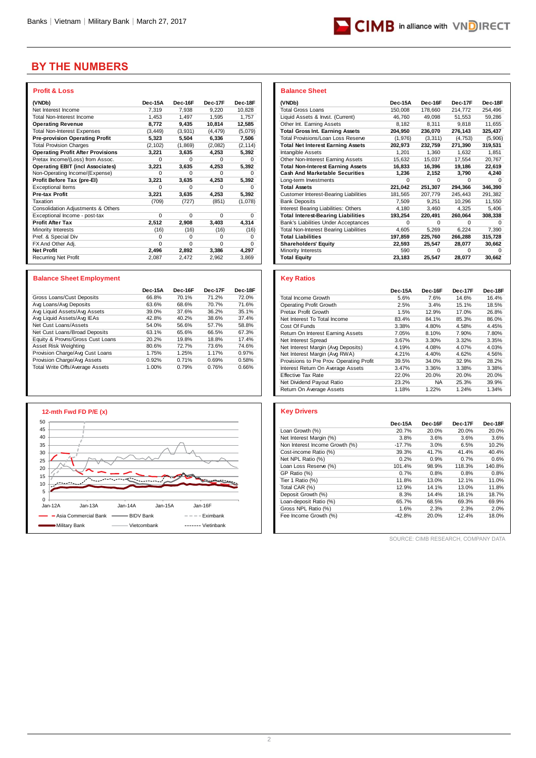# BY THE NUMBERS

## Profit & Loss

| (VNDb) | Dec-15A | Dec-16F | Dec-17F | Dec-18F |
|---|---|---|---|---|
| Net Interest Income | 7,319 | 7,938 | 9,220 | 10,828 |
| Total Non-Interest Income | 1,453 | 1,497 | 1,595 | 1,757 |
| **Operating Revenue** | **8,772** | **9,435** | **10,814** | **12,585** |
| Total Non-Interest Expenses | (3,449) | (3,931) | (4,479) | (5,079) |
| **Pre-provision Operating Profit** | **5,323** | **5,504** | **6,336** | **7,506** |
| Total Provision Charges | (2,102) | (1,869) | (2,082) | (2,114) |
| **Operating Profit After Provisions** | **3,221** | **3,635** | **4,253** | **5,392** |
| Pretax Income/(Loss) from Assoc. | 0 | 0 | 0 | 0 |
| **Operating EBIT (incl Associates)** | **3,221** | **3,635** | **4,253** | **5,392** |
| Non-Operating Income/(Expense) | 0 | 0 | 0 | 0 |
| **Profit Before Tax (pre-EI)** | **3,221** | **3,635** | **4,253** | **5,392** |
| Exceptional Items | 0 | 0 | 0 | 0 |
| **Pre-tax Profit** | **3,221** | **3,635** | **4,253** | **5,392** |
| Taxation | (709) | (727) | (851) | (1,078) |
| Consolidation Adjustments & Others | | | | |
| Exceptional Income - post-tax | 0 | 0 | 0 | 0 |
| **Profit After Tax** | **2,512** | **2,908** | **3,403** | **4,314** |
| Minority Interests | (16) | (16) | (16) | (16) |
| Pref. & Special Div | 0 | 0 | 0 | 0 |
| FX And Other Adj. | 0 | 0 | 0 | 0 |
| **Net Profit** | **2,496** | **2,892** | **3,386** | **4,297** |
| Recurring Net Profit | 2,087 | 2,472 | 2,962 | 3,869 |

## Balance Sheet Employment

| | Dec-15A | Dec-16F | Dec-17F | Dec-18F |
|---|---|---|---|---|
| Gross Loans/Cust Deposits | 66.8% | 70.1% | 71.2% | 72.0% |
| Avg Loans/Avg Deposits | 63.6% | 68.6% | 70.7% | 71.6% |
| Avg Liquid Assets/Avg Assets | 39.0% | 37.6% | 36.2% | 35.1% |
| Avg Liquid Assets/Avg IEAs | 42.8% | 40.2% | 38.6% | 37.4% |
| Net Cust Loans/Assets | 54.0% | 56.6% | 57.7% | 58.8% |
| Net Cust Loans/Broad Deposits | 63.1% | 65.6% | 66.5% | 67.3% |
| Equity & Provns/Gross Cust Loans | 20.2% | 19.8% | 18.8% | 17.4% |
| Asset Risk Weighting | 80.6% | 72.7% | 73.6% | 74.6% |
| Provision Charge/Avg Cust Loans | 1.75% | 1.25% | 1.17% | 0.97% |
| Provision Charge/Avg Assets | 0.92% | 0.71% | 0.69% | 0.58% |
| Total Write Offs/Average Assets | 1.00% | 0.79% | 0.76% | 0.66% |

## 12-mth Fwd FD P/E (x)

Legend: Asia Commercial Bank, BIDV Bank, Eximbank, Military Bank, Vietcombank, Vietinbank

## Balance Sheet

| (VNDb) | Dec-15A | Dec-16F | Dec-17F | Dec-18F |
|---|---|---|---|---|
| Total Gross Loans | 150,008 | 178,660 | 214,772 | 254,496 |
| Liquid Assets & Invst. (Current) | 46,760 | 49,098 | 51,553 | 59,286 |
| Other Int. Earning Assets | 8,182 | 8,311 | 9,818 | 11,655 |
| **Total Gross Int. Earning Assets** | **204,950** | **236,070** | **276,143** | **325,437** |
| Total Provisions/Loan Loss Reserve | (1,976) | (3,311) | (4,753) | (5,906) |
| **Total Net Interest Earning Assets** | **202,973** | **232,759** | **271,390** | **319,531** |
| Intangible Assets | 1,201 | 1,360 | 1,632 | 1,851 |
| Other Non-Interest Earning Assets | 15,632 | 15,037 | 17,554 | 20,767 |
| **Total Non-Interest Earning Assets** | **16,833** | **16,396** | **19,186** | **22,619** |
| **Cash And Marketable Securities** | **1,236** | **2,152** | **3,790** | **4,240** |
| Long-term Investments | 0 | 0 | 0 | 0 |
| **Total Assets** | **221,042** | **251,307** | **294,366** | **346,390** |
| Customer Interest-Bearing Liabilities | 181,565 | 207,779 | 245,443 | 291,382 |
| Bank Deposits | 7,509 | 9,251 | 10,296 | 11,550 |
| Interest Bearing Liabilities: Others | 4,180 | 3,460 | 4,325 | 5,406 |
| **Total Interest-Bearing Liabilities** | **193,254** | **220,491** | **260,064** | **308,338** |
| Bank's Liabilities Under Acceptances | 0 | 0 | 0 | 0 |
| Total Non-Interest Bearing Liabilities | 4,605 | 5,269 | 6,224 | 7,390 |
| **Total Liabilities** | **197,859** | **225,760** | **266,288** | **315,728** |
| **Shareholders' Equity** | **22,593** | **25,547** | **28,077** | **30,662** |
| Minority Interests | 590 | 0 | 0 | 0 |
| **Total Equity** | **23,183** | **25,547** | **28,077** | **30,662** |

## Key Ratios

| | Dec-15A | Dec-16F | Dec-17F | Dec-18F |
|---|---|---|---|---|
| Total Income Growth | 5.6% | 7.6% | 14.6% | 16.4% |
| Operating Profit Growth | 2.5% | 3.4% | 15.1% | 18.5% |
| Pretax Profit Growth | 1.5% | 12.9% | 17.0% | 26.8% |
| Net Interest To Total Income | 83.4% | 84.1% | 85.3% | 86.0% |
| Cost Of Funds | 3.38% | 4.80% | 4.58% | 4.45% |
| Return On Interest Earning Assets | 7.05% | 8.10% | 7.90% | 7.80% |
| Net Interest Spread | 3.67% | 3.30% | 3.32% | 3.35% |
| Net Interest Margin (Avg Deposits) | 4.19% | 4.08% | 4.07% | 4.03% |
| Net Interest Margin (Avg RWA) | 4.21% | 4.40% | 4.62% | 4.56% |
| Provisions to Pre Prov. Operating Profit | 39.5% | 34.0% | 32.9% | 28.2% |
| Interest Return On Average Assets | 3.47% | 3.36% | 3.38% | 3.38% |
| Effective Tax Rate | 22.0% | 20.0% | 20.0% | 20.0% |
| Net Dividend Payout Ratio | 23.2% | NA | 25.3% | 39.9% |
| Return On Average Assets | 1.18% | 1.22% | 1.24% | 1.34% |

## Key Drivers

| | Dec-15A | Dec-16F | Dec-17F | Dec-18F |
|---|---|---|---|---|
| Loan Growth (%) | 20.7% | 20.0% | 20.0% | 20.0% |
| Net Interest Margin (%) | 3.8% | 3.6% | 3.6% | 3.6% |
| Non Interest Income Growth (%) | -17.7% | 3.0% | 6.5% | 10.2% |
| Cost-income Ratio (%) | 39.3% | 41.7% | 41.4% | 40.4% |
| Net NPL Ratio (%) | 0.2% | 0.9% | 0.7% | 0.6% |
| Loan Loss Reserve (%) | 101.4% | 98.9% | 118.3% | 140.8% |
| GP Ratio (%) | 0.7% | 0.8% | 0.8% | 0.8% |
| Tier 1 Ratio (%) | 11.8% | 13.0% | 12.1% | 11.0% |
| Total CAR (%) | 12.9% | 14.1% | 13.0% | 11.8% |
| Deposit Growth (%) | 8.3% | 14.4% | 18.1% | 18.7% |
| Loan-deposit Ratio (%) | 65.7% | 68.5% | 69.3% | 69.9% |
| Gross NPL Ratio (%) | 1.6% | 2.3% | 2.3% | 2.0% |
| Fee Income Growth (%) | -42.8% | 20.0% | 12.4% | 18.0% |

SOURCE: CIMB RESEARCH, COMPANY DATA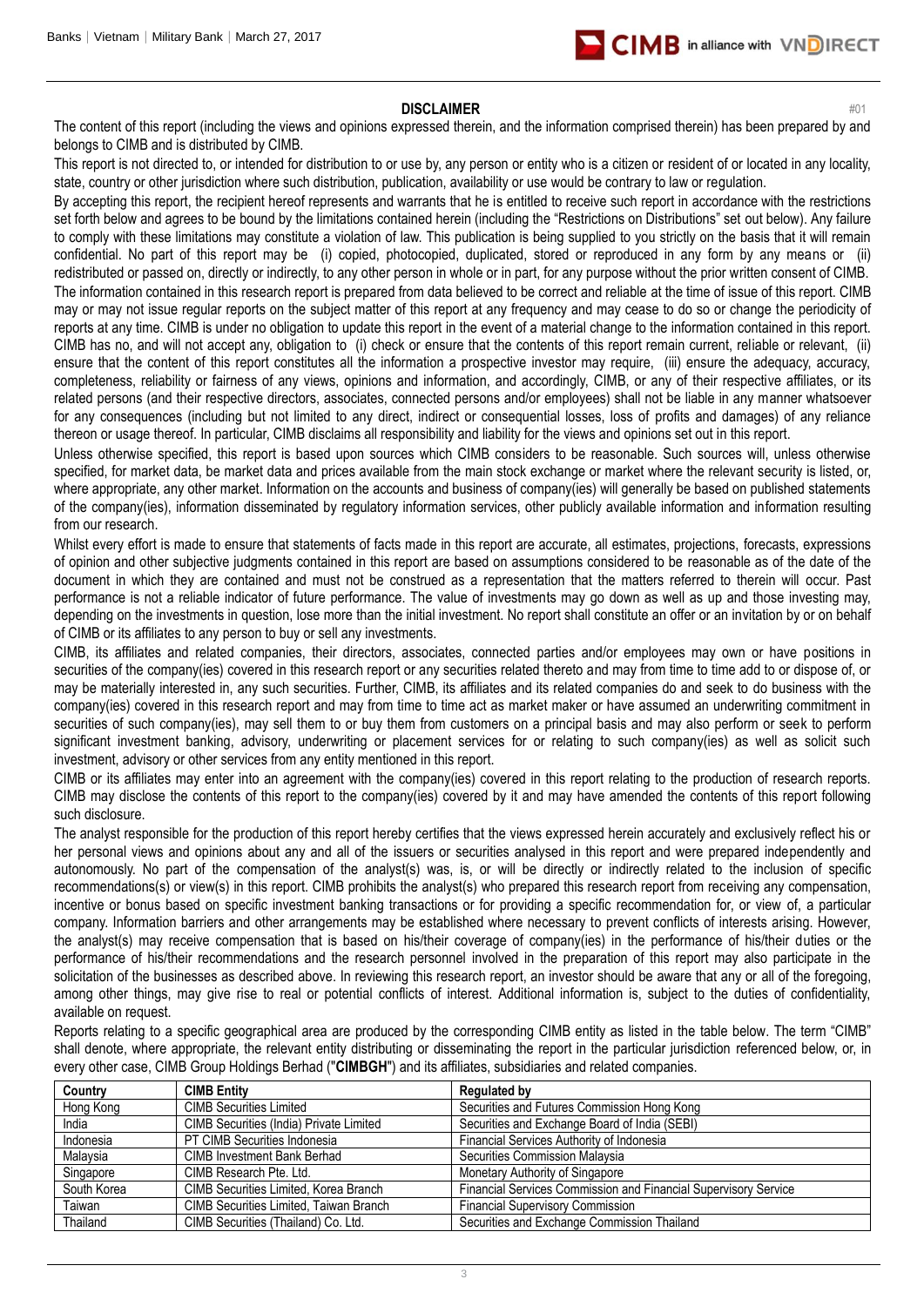## DISCLAIMER

#01

The content of this report (including the views and opinions expressed therein, and the information comprised therein) has been prepared by and belongs to CIMB and is distributed by CIMB.

This report is not directed to, or intended for distribution to or use by, any person or entity who is a citizen or resident of or located in any locality, state, country or other jurisdiction where such distribution, publication, availability or use would be contrary to law or regulation.

By accepting this report, the recipient hereof represents and warrants that he is entitled to receive such report in accordance with the restrictions set forth below and agrees to be bound by the limitations contained herein (including the "Restrictions on Distributions" set out below). Any failure to comply with these limitations may constitute a violation of law. This publication is being supplied to you strictly on the basis that it will remain confidential. No part of this report may be (i) copied, photocopied, duplicated, stored or reproduced in any form by any means or (ii) redistributed or passed on, directly or indirectly, to any other person in whole or in part, for any purpose without the prior written consent of CIMB.

The information contained in this research report is prepared from data believed to be correct and reliable at the time of issue of this report. CIMB may or may not issue regular reports on the subject matter of this report at any frequency and may cease to do so or change the periodicity of reports at any time. CIMB is under no obligation to update this report in the event of a material change to the information contained in this report. CIMB has no, and will not accept any, obligation to (i) check or ensure that the contents of this report remain current, reliable or relevant, (ii) ensure that the content of this report constitutes all the information a prospective investor may require, (iii) ensure the adequacy, accuracy, completeness, reliability or fairness of any views, opinions and information, and accordingly, CIMB, or any of their respective affiliates, or its related persons (and their respective directors, associates, connected persons and/or employees) shall not be liable in any manner whatsoever for any consequences (including but not limited to any direct, indirect or consequential losses, loss of profits and damages) of any reliance thereon or usage thereof. In particular, CIMB disclaims all responsibility and liability for the views and opinions set out in this report.

Unless otherwise specified, this report is based upon sources which CIMB considers to be reasonable. Such sources will, unless otherwise specified, for market data, be market data and prices available from the main stock exchange or market where the relevant security is listed, or, where appropriate, any other market. Information on the accounts and business of company(ies) will generally be based on published statements of the company(ies), information disseminated by regulatory information services, other publicly available information and information resulting from our research.

Whilst every effort is made to ensure that statements of facts made in this report are accurate, all estimates, projections, forecasts, expressions of opinion and other subjective judgments contained in this report are based on assumptions considered to be reasonable as of the date of the document in which they are contained and must not be construed as a representation that the matters referred to therein will occur. Past performance is not a reliable indicator of future performance. The value of investments may go down as well as up and those investing may, depending on the investments in question, lose more than the initial investment. No report shall constitute an offer or an invitation by or on behalf of CIMB or its affiliates to any person to buy or sell any investments.

CIMB, its affiliates and related companies, their directors, associates, connected parties and/or employees may own or have positions in securities of the company(ies) covered in this research report or any securities related thereto and may from time to time add to or dispose of, or may be materially interested in, any such securities. Further, CIMB, its affiliates and its related companies do and seek to do business with the company(ies) covered in this research report and may from time to time act as market maker or have assumed an underwriting commitment in securities of such company(ies), may sell them to or buy them from customers on a principal basis and may also perform or seek to perform significant investment banking, advisory, underwriting or placement services for or relating to such company(ies) as well as solicit such investment, advisory or other services from any entity mentioned in this report.

CIMB or its affiliates may enter into an agreement with the company(ies) covered in this report relating to the production of research reports. CIMB may disclose the contents of this report to the company(ies) covered by it and may have amended the contents of this report following such disclosure.

The analyst responsible for the production of this report hereby certifies that the views expressed herein accurately and exclusively reflect his or her personal views and opinions about any and all of the issuers or securities analysed in this report and were prepared independently and autonomously. No part of the compensation of the analyst(s) was, is, or will be directly or indirectly related to the inclusion of specific recommendations(s) or view(s) in this report. CIMB prohibits the analyst(s) who prepared this research report from receiving any compensation, incentive or bonus based on specific investment banking transactions or for providing a specific recommendation for, or view of, a particular company. Information barriers and other arrangements may be established where necessary to prevent conflicts of interests arising. However, the analyst(s) may receive compensation that is based on his/their coverage of company(ies) in the performance of his/their duties or the performance of his/their recommendations and the research personnel involved in the preparation of this report may also participate in the solicitation of the businesses as described above. In reviewing this research report, an investor should be aware that any or all of the foregoing, among other things, may give rise to real or potential conflicts of interest. Additional information is, subject to the duties of confidentiality, available on request.

Reports relating to a specific geographical area are produced by the corresponding CIMB entity as listed in the table below. The term "CIMB" shall denote, where appropriate, the relevant entity distributing or disseminating the report in the particular jurisdiction referenced below, or, in every other case, CIMB Group Holdings Berhad ("**CIMBGH**") and its affiliates, subsidiaries and related companies.

| Country | CIMB Entity | Regulated by |
|---|---|---|
| Hong Kong | CIMB Securities Limited | Securities and Futures Commission Hong Kong |
| India | CIMB Securities (India) Private Limited | Securities and Exchange Board of India (SEBI) |
| Indonesia | PT CIMB Securities Indonesia | Financial Services Authority of Indonesia |
| Malaysia | CIMB Investment Bank Berhad | Securities Commission Malaysia |
| Singapore | CIMB Research Pte. Ltd. | Monetary Authority of Singapore |
| South Korea | CIMB Securities Limited, Korea Branch | Financial Services Commission and Financial Supervisory Service |
| Taiwan | CIMB Securities Limited, Taiwan Branch | Financial Supervisory Commission |
| Thailand | CIMB Securities (Thailand) Co. Ltd. | Securities and Exchange Commission Thailand |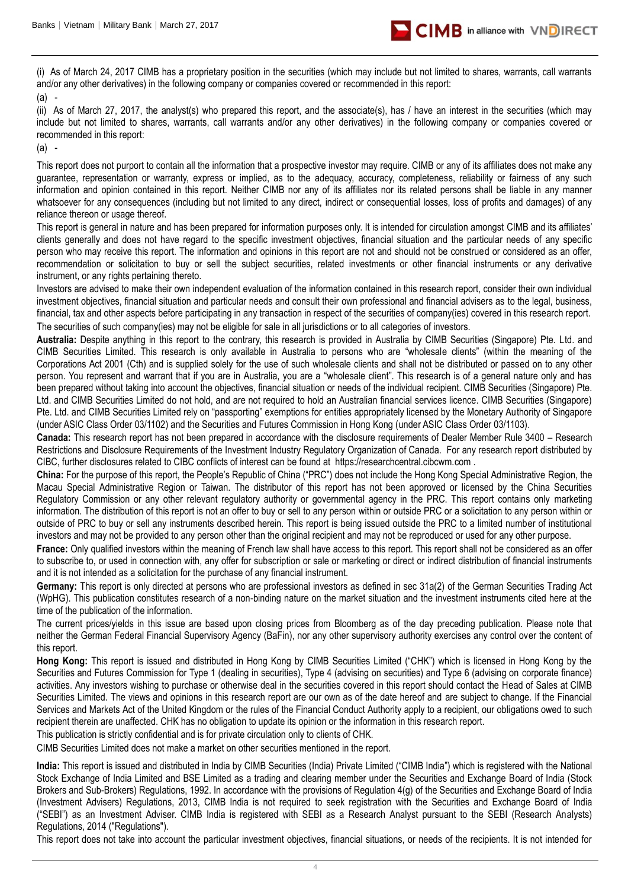(i) As of March 24, 2017 CIMB has a proprietary position in the securities (which may include but not limited to shares, warrants, call warrants and/or any other derivatives) in the following company or companies covered or recommended in this report:

(a) -

(ii) As of March 27, 2017, the analyst(s) who prepared this report, and the associate(s), has / have an interest in the securities (which may include but not limited to shares, warrants, call warrants and/or any other derivatives) in the following company or companies covered or recommended in this report:

(a) -

This report does not purport to contain all the information that a prospective investor may require. CIMB or any of its affiliates does not make any guarantee, representation or warranty, express or implied, as to the adequacy, accuracy, completeness, reliability or fairness of any such information and opinion contained in this report. Neither CIMB nor any of its affiliates nor its related persons shall be liable in any manner whatsoever for any consequences (including but not limited to any direct, indirect or consequential losses, loss of profits and damages) of any reliance thereon or usage thereof.

This report is general in nature and has been prepared for information purposes only. It is intended for circulation amongst CIMB and its affiliates' clients generally and does not have regard to the specific investment objectives, financial situation and the particular needs of any specific person who may receive this report. The information and opinions in this report are not and should not be construed or considered as an offer, recommendation or solicitation to buy or sell the subject securities, related investments or other financial instruments or any derivative instrument, or any rights pertaining thereto.

Investors are advised to make their own independent evaluation of the information contained in this research report, consider their own individual investment objectives, financial situation and particular needs and consult their own professional and financial advisers as to the legal, business, financial, tax and other aspects before participating in any transaction in respect of the securities of company(ies) covered in this research report.

The securities of such company(ies) may not be eligible for sale in all jurisdictions or to all categories of investors.

**Australia:** Despite anything in this report to the contrary, this research is provided in Australia by CIMB Securities (Singapore) Pte. Ltd. and CIMB Securities Limited. This research is only available in Australia to persons who are "wholesale clients" (within the meaning of the Corporations Act 2001 (Cth) and is supplied solely for the use of such wholesale clients and shall not be distributed or passed on to any other person. You represent and warrant that if you are in Australia, you are a "wholesale client". This research is of a general nature only and has been prepared without taking into account the objectives, financial situation or needs of the individual recipient. CIMB Securities (Singapore) Pte. Ltd. and CIMB Securities Limited do not hold, and are not required to hold an Australian financial services licence. CIMB Securities (Singapore) Pte. Ltd. and CIMB Securities Limited rely on "passporting" exemptions for entities appropriately licensed by the Monetary Authority of Singapore (under ASIC Class Order 03/1102) and the Securities and Futures Commission in Hong Kong (under ASIC Class Order 03/1103).

**Canada:** This research report has not been prepared in accordance with the disclosure requirements of Dealer Member Rule 3400 – Research Restrictions and Disclosure Requirements of the Investment Industry Regulatory Organization of Canada. For any research report distributed by CIBC, further disclosures related to CIBC conflicts of interest can be found at https://researchcentral.cibcwm.com .

**China:** For the purpose of this report, the People's Republic of China ("PRC") does not include the Hong Kong Special Administrative Region, the Macau Special Administrative Region or Taiwan. The distributor of this report has not been approved or licensed by the China Securities Regulatory Commission or any other relevant regulatory authority or governmental agency in the PRC. This report contains only marketing information. The distribution of this report is not an offer to buy or sell to any person within or outside PRC or a solicitation to any person within or outside of PRC to buy or sell any instruments described herein. This report is being issued outside the PRC to a limited number of institutional investors and may not be provided to any person other than the original recipient and may not be reproduced or used for any other purpose.

**France:** Only qualified investors within the meaning of French law shall have access to this report. This report shall not be considered as an offer to subscribe to, or used in connection with, any offer for subscription or sale or marketing or direct or indirect distribution of financial instruments and it is not intended as a solicitation for the purchase of any financial instrument.

**Germany:** This report is only directed at persons who are professional investors as defined in sec 31a(2) of the German Securities Trading Act (WpHG). This publication constitutes research of a non-binding nature on the market situation and the investment instruments cited here at the time of the publication of the information.

The current prices/yields in this issue are based upon closing prices from Bloomberg as of the day preceding publication. Please note that neither the German Federal Financial Supervisory Agency (BaFin), nor any other supervisory authority exercises any control over the content of this report.

**Hong Kong:** This report is issued and distributed in Hong Kong by CIMB Securities Limited ("CHK") which is licensed in Hong Kong by the Securities and Futures Commission for Type 1 (dealing in securities), Type 4 (advising on securities) and Type 6 (advising on corporate finance) activities. Any investors wishing to purchase or otherwise deal in the securities covered in this report should contact the Head of Sales at CIMB Securities Limited. The views and opinions in this research report are our own as of the date hereof and are subject to change. If the Financial Services and Markets Act of the United Kingdom or the rules of the Financial Conduct Authority apply to a recipient, our obligations owed to such recipient therein are unaffected. CHK has no obligation to update its opinion or the information in this research report.

This publication is strictly confidential and is for private circulation only to clients of CHK.

CIMB Securities Limited does not make a market on other securities mentioned in the report.

**India:** This report is issued and distributed in India by CIMB Securities (India) Private Limited ("CIMB India") which is registered with the National Stock Exchange of India Limited and BSE Limited as a trading and clearing member under the Securities and Exchange Board of India (Stock Brokers and Sub-Brokers) Regulations, 1992. In accordance with the provisions of Regulation 4(g) of the Securities and Exchange Board of India (Investment Advisers) Regulations, 2013, CIMB India is not required to seek registration with the Securities and Exchange Board of India ("SEBI") as an Investment Adviser. CIMB India is registered with SEBI as a Research Analyst pursuant to the SEBI (Research Analysts) Regulations, 2014 ("Regulations").

This report does not take into account the particular investment objectives, financial situations, or needs of the recipients. It is not intended for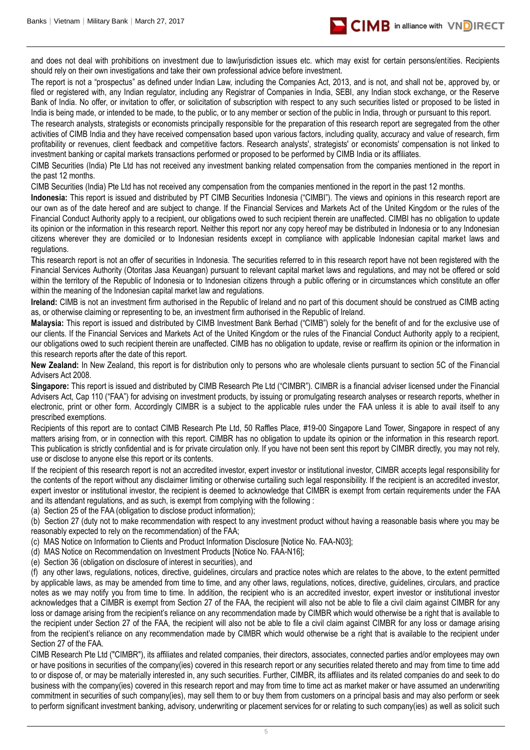and does not deal with prohibitions on investment due to law/jurisdiction issues etc. which may exist for certain persons/entities. Recipients should rely on their own investigations and take their own professional advice before investment.

The report is not a "prospectus" as defined under Indian Law, including the Companies Act, 2013, and is not, and shall not be, approved by, or filed or registered with, any Indian regulator, including any Registrar of Companies in India, SEBI, any Indian stock exchange, or the Reserve Bank of India. No offer, or invitation to offer, or solicitation of subscription with respect to any such securities listed or proposed to be listed in India is being made, or intended to be made, to the public, or to any member or section of the public in India, through or pursuant to this report.

The research analysts, strategists or economists principally responsible for the preparation of this research report are segregated from the other activities of CIMB India and they have received compensation based upon various factors, including quality, accuracy and value of research, firm profitability or revenues, client feedback and competitive factors. Research analysts', strategists' or economists' compensation is not linked to investment banking or capital markets transactions performed or proposed to be performed by CIMB India or its affiliates.

CIMB Securities (India) Pte Ltd has not received any investment banking related compensation from the companies mentioned in the report in the past 12 months.

CIMB Securities (India) Pte Ltd has not received any compensation from the companies mentioned in the report in the past 12 months.

**Indonesia:** This report is issued and distributed by PT CIMB Securities Indonesia ("CIMBI"). The views and opinions in this research report are our own as of the date hereof and are subject to change. If the Financial Services and Markets Act of the United Kingdom or the rules of the Financial Conduct Authority apply to a recipient, our obligations owed to such recipient therein are unaffected. CIMBI has no obligation to update its opinion or the information in this research report. Neither this report nor any copy hereof may be distributed in Indonesia or to any Indonesian citizens wherever they are domiciled or to Indonesian residents except in compliance with applicable Indonesian capital market laws and regulations.

This research report is not an offer of securities in Indonesia. The securities referred to in this research report have not been registered with the Financial Services Authority (Otoritas Jasa Keuangan) pursuant to relevant capital market laws and regulations, and may not be offered or sold within the territory of the Republic of Indonesia or to Indonesian citizens through a public offering or in circumstances which constitute an offer within the meaning of the Indonesian capital market law and regulations.

**Ireland:** CIMB is not an investment firm authorised in the Republic of Ireland and no part of this document should be construed as CIMB acting as, or otherwise claiming or representing to be, an investment firm authorised in the Republic of Ireland.

**Malaysia:** This report is issued and distributed by CIMB Investment Bank Berhad ("CIMB") solely for the benefit of and for the exclusive use of our clients. If the Financial Services and Markets Act of the United Kingdom or the rules of the Financial Conduct Authority apply to a recipient, our obligations owed to such recipient therein are unaffected. CIMB has no obligation to update, revise or reaffirm its opinion or the information in this research reports after the date of this report.

**New Zealand:** In New Zealand, this report is for distribution only to persons who are wholesale clients pursuant to section 5C of the Financial Advisers Act 2008.

**Singapore:** This report is issued and distributed by CIMB Research Pte Ltd ("CIMBR"). CIMBR is a financial adviser licensed under the Financial Advisers Act, Cap 110 ("FAA") for advising on investment products, by issuing or promulgating research analyses or research reports, whether in electronic, print or other form. Accordingly CIMBR is a subject to the applicable rules under the FAA unless it is able to avail itself to any prescribed exemptions.

Recipients of this report are to contact CIMB Research Pte Ltd, 50 Raffles Place, #19-00 Singapore Land Tower, Singapore in respect of any matters arising from, or in connection with this report. CIMBR has no obligation to update its opinion or the information in this research report. This publication is strictly confidential and is for private circulation only. If you have not been sent this report by CIMBR directly, you may not rely, use or disclose to anyone else this report or its contents.

If the recipient of this research report is not an accredited investor, expert investor or institutional investor, CIMBR accepts legal responsibility for the contents of the report without any disclaimer limiting or otherwise curtailing such legal responsibility. If the recipient is an accredited investor, expert investor or institutional investor, the recipient is deemed to acknowledge that CIMBR is exempt from certain requirements under the FAA and its attendant regulations, and as such, is exempt from complying with the following :

(a) Section 25 of the FAA (obligation to disclose product information);

(b) Section 27 (duty not to make recommendation with respect to any investment product without having a reasonable basis where you may be reasonably expected to rely on the recommendation) of the FAA;

(c) MAS Notice on Information to Clients and Product Information Disclosure [Notice No. FAA-N03];

(d) MAS Notice on Recommendation on Investment Products [Notice No. FAA-N16];

(e) Section 36 (obligation on disclosure of interest in securities), and

(f) any other laws, regulations, notices, directive, guidelines, circulars and practice notes which are relates to the above, to the extent permitted by applicable laws, as may be amended from time to time, and any other laws, regulations, notices, directive, guidelines, circulars, and practice notes as we may notify you from time to time. In addition, the recipient who is an accredited investor, expert investor or institutional investor acknowledges that a CIMBR is exempt from Section 27 of the FAA, the recipient will also not be able to file a civil claim against CIMBR for any loss or damage arising from the recipient's reliance on any recommendation made by CIMBR which would otherwise be a right that is available to the recipient under Section 27 of the FAA, the recipient will also not be able to file a civil claim against CIMBR for any loss or damage arising from the recipient's reliance on any recommendation made by CIMBR which would otherwise be a right that is available to the recipient under Section 27 of the FAA.

CIMB Research Pte Ltd ("CIMBR"), its affiliates and related companies, their directors, associates, connected parties and/or employees may own or have positions in securities of the company(ies) covered in this research report or any securities related thereto and may from time to time add to or dispose of, or may be materially interested in, any such securities. Further, CIMBR, its affiliates and its related companies do and seek to do business with the company(ies) covered in this research report and may from time to time act as market maker or have assumed an underwriting commitment in securities of such company(ies), may sell them to or buy them from customers on a principal basis and may also perform or seek to perform significant investment banking, advisory, underwriting or placement services for or relating to such company(ies) as well as solicit such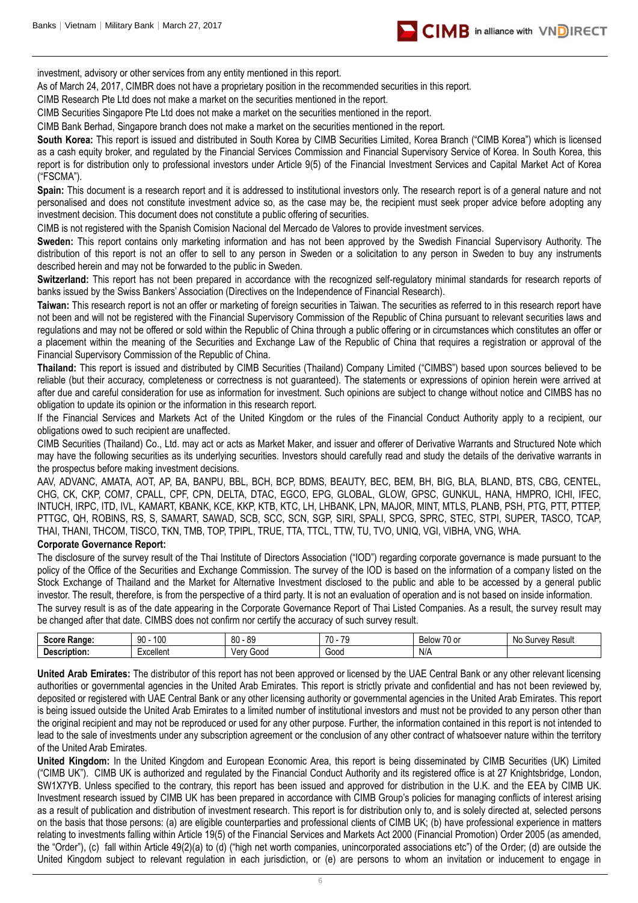investment, advisory or other services from any entity mentioned in this report.

As of March 24, 2017, CIMBR does not have a proprietary position in the recommended securities in this report.

CIMB Research Pte Ltd does not make a market on the securities mentioned in the report.

CIMB Securities Singapore Pte Ltd does not make a market on the securities mentioned in the report.

CIMB Bank Berhad, Singapore branch does not make a market on the securities mentioned in the report.

**South Korea:** This report is issued and distributed in South Korea by CIMB Securities Limited, Korea Branch ("CIMB Korea") which is licensed as a cash equity broker, and regulated by the Financial Services Commission and Financial Supervisory Service of Korea. In South Korea, this report is for distribution only to professional investors under Article 9(5) of the Financial Investment Services and Capital Market Act of Korea ("FSCMA").

**Spain:** This document is a research report and it is addressed to institutional investors only. The research report is of a general nature and not personalised and does not constitute investment advice so, as the case may be, the recipient must seek proper advice before adopting any investment decision. This document does not constitute a public offering of securities.

CIMB is not registered with the Spanish Comision Nacional del Mercado de Valores to provide investment services.

**Sweden:** This report contains only marketing information and has not been approved by the Swedish Financial Supervisory Authority. The distribution of this report is not an offer to sell to any person in Sweden or a solicitation to any person in Sweden to buy any instruments described herein and may not be forwarded to the public in Sweden.

**Switzerland:** This report has not been prepared in accordance with the recognized self-regulatory minimal standards for research reports of banks issued by the Swiss Bankers' Association (Directives on the Independence of Financial Research).

**Taiwan:** This research report is not an offer or marketing of foreign securities in Taiwan. The securities as referred to in this research report have not been and will not be registered with the Financial Supervisory Commission of the Republic of China pursuant to relevant securities laws and regulations and may not be offered or sold within the Republic of China through a public offering or in circumstances which constitutes an offer or a placement within the meaning of the Securities and Exchange Law of the Republic of China that requires a registration or approval of the Financial Supervisory Commission of the Republic of China.

**Thailand:** This report is issued and distributed by CIMB Securities (Thailand) Company Limited ("CIMBS") based upon sources believed to be reliable (but their accuracy, completeness or correctness is not guaranteed). The statements or expressions of opinion herein were arrived at after due and careful consideration for use as information for investment. Such opinions are subject to change without notice and CIMBS has no obligation to update its opinion or the information in this research report.

If the Financial Services and Markets Act of the United Kingdom or the rules of the Financial Conduct Authority apply to a recipient, our obligations owed to such recipient are unaffected.

CIMB Securities (Thailand) Co., Ltd. may act or acts as Market Maker, and issuer and offerer of Derivative Warrants and Structured Note which may have the following securities as its underlying securities. Investors should carefully read and study the details of the derivative warrants in the prospectus before making investment decisions.

AAV, ADVANC, AMATA, AOT, AP, BA, BANPU, BBL, BCH, BCP, BDMS, BEAUTY, BEC, BEM, BH, BIG, BLA, BLAND, BTS, CBG, CENTEL, CHG, CK, CKP, COM7, CPALL, CPF, CPN, DELTA, DTAC, EGCO, EPG, GLOBAL, GLOW, GPSC, GUNKUL, HANA, HMPRO, ICHI, IFEC, INTUCH, IRPC, ITD, IVL, KAMART, KBANK, KCE, KKP, KTB, KTC, LH, LHBANK, LPN, MAJOR, MINT, MTLS, PLANB, PSH, PTG, PTT, PTTEP, PTTGC, QH, ROBINS, RS, S, SAMART, SAWAD, SCB, SCC, SCN, SGP, SIRI, SPALI, SPCG, SPRC, STEC, STPI, SUPER, TASCO, TCAP, THAI, THANI, THCOM, TISCO, TKN, TMB, TOP, TPIPL, TRUE, TTA, TTCL, TTW, TU, TVO, UNIQ, VGI, VIBHA, VNG, WHA.

**Corporate Governance Report:**

The disclosure of the survey result of the Thai Institute of Directors Association ("IOD") regarding corporate governance is made pursuant to the policy of the Office of the Securities and Exchange Commission. The survey of the IOD is based on the information of a company listed on the Stock Exchange of Thailand and the Market for Alternative Investment disclosed to the public and able to be accessed by a general public investor. The result, therefore, is from the perspective of a third party. It is not an evaluation of operation and is not based on inside information.

The survey result is as of the date appearing in the Corporate Governance Report of Thai Listed Companies. As a result, the survey result may be changed after that date. CIMBS does not confirm nor certify the accuracy of such survey result.

| Score Range: | 90 - 100 | 80 - 89 | 70 - 79 | Below 70 or | No Survey Result |
|---|---|---|---|---|---|
| Description: | Excellent | Very Good | Good | N/A | |

**United Arab Emirates:** The distributor of this report has not been approved or licensed by the UAE Central Bank or any other relevant licensing authorities or governmental agencies in the United Arab Emirates. This report is strictly private and confidential and has not been reviewed by, deposited or registered with UAE Central Bank or any other licensing authority or governmental agencies in the United Arab Emirates. This report is being issued outside the United Arab Emirates to a limited number of institutional investors and must not be provided to any person other than the original recipient and may not be reproduced or used for any other purpose. Further, the information contained in this report is not intended to lead to the sale of investments under any subscription agreement or the conclusion of any other contract of whatsoever nature within the territory of the United Arab Emirates.

**United Kingdom:** In the United Kingdom and European Economic Area, this report is being disseminated by CIMB Securities (UK) Limited ("CIMB UK"). CIMB UK is authorized and regulated by the Financial Conduct Authority and its registered office is at 27 Knightsbridge, London, SW1X7YB. Unless specified to the contrary, this report has been issued and approved for distribution in the U.K. and the EEA by CIMB UK. Investment research issued by CIMB UK has been prepared in accordance with CIMB Group's policies for managing conflicts of interest arising as a result of publication and distribution of investment research. This report is for distribution only to, and is solely directed at, selected persons on the basis that those persons: (a) are eligible counterparties and professional clients of CIMB UK; (b) have professional experience in matters relating to investments falling within Article 19(5) of the Financial Services and Markets Act 2000 (Financial Promotion) Order 2005 (as amended, the "Order"), (c) fall within Article 49(2)(a) to (d) ("high net worth companies, unincorporated associations etc") of the Order; (d) are outside the United Kingdom subject to relevant regulation in each jurisdiction, or (e) are persons to whom an invitation or inducement to engage in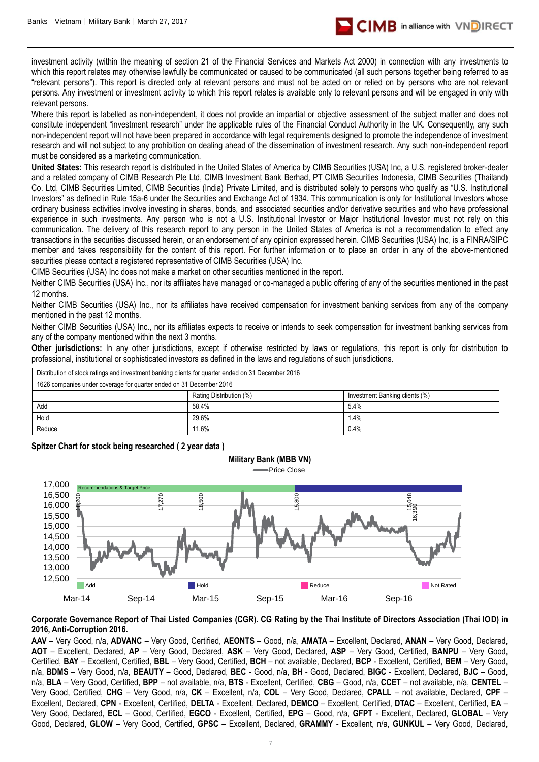investment activity (within the meaning of section 21 of the Financial Services and Markets Act 2000) in connection with any investments to which this report relates may otherwise lawfully be communicated or caused to be communicated (all such persons together being referred to as "relevant persons"). This report is directed only at relevant persons and must not be acted on or relied on by persons who are not relevant persons. Any investment or investment activity to which this report relates is available only to relevant persons and will be engaged in only with relevant persons.

Where this report is labelled as non-independent, it does not provide an impartial or objective assessment of the subject matter and does not constitute independent "investment research" under the applicable rules of the Financial Conduct Authority in the UK. Consequently, any such non-independent report will not have been prepared in accordance with legal requirements designed to promote the independence of investment research and will not subject to any prohibition on dealing ahead of the dissemination of investment research. Any such non-independent report must be considered as a marketing communication.

**United States:** This research report is distributed in the United States of America by CIMB Securities (USA) Inc, a U.S. registered broker-dealer and a related company of CIMB Research Pte Ltd, CIMB Investment Bank Berhad, PT CIMB Securities Indonesia, CIMB Securities (Thailand) Co. Ltd, CIMB Securities Limited, CIMB Securities (India) Private Limited, and is distributed solely to persons who qualify as "U.S. Institutional Investors" as defined in Rule 15a-6 under the Securities and Exchange Act of 1934. This communication is only for Institutional Investors whose ordinary business activities involve investing in shares, bonds, and associated securities and/or derivative securities and who have professional experience in such investments. Any person who is not a U.S. Institutional Investor or Major Institutional Investor must not rely on this communication. The delivery of this research report to any person in the United States of America is not a recommendation to effect any transactions in the securities discussed herein, or an endorsement of any opinion expressed herein. CIMB Securities (USA) Inc, is a FINRA/SIPC member and takes responsibility for the content of this report. For further information or to place an order in any of the above-mentioned securities please contact a registered representative of CIMB Securities (USA) Inc.

CIMB Securities (USA) Inc does not make a market on other securities mentioned in the report.

Neither CIMB Securities (USA) Inc., nor its affiliates have managed or co-managed a public offering of any of the securities mentioned in the past 12 months.

Neither CIMB Securities (USA) Inc., nor its affiliates have received compensation for investment banking services from any of the company mentioned in the past 12 months.

Neither CIMB Securities (USA) Inc., nor its affiliates expects to receive or intends to seek compensation for investment banking services from any of the company mentioned within the next 3 months.

**Other jurisdictions:** In any other jurisdictions, except if otherwise restricted by laws or regulations, this report is only for distribution to professional, institutional or sophisticated investors as defined in the laws and regulations of such jurisdictions.

| Distribution of stock ratings and investment banking clients for quarter ended on 31 December 2016 | | |
|---|---|---|
| 1626 companies under coverage for quarter ended on 31 December 2016 | | |
| | Rating Distribution (%) | Investment Banking clients (%) |
| Add | 58.4% | 5.4% |
| Hold | 29.6% | 1.4% |
| Reduce | 11.6% | 0.4% |

**Spitzer Chart for stock being researched ( 2 year data )**

**Military Bank (MBB VN)**

Price Close

Recommendations & Target Price: 18,200; 17,270; 18,500; 15,800; 15,048; 16,390

Add | Hold | Reduce | Not Rated

Mar-14 | Sep-14 | Mar-15 | Sep-15 | Mar-16 | Sep-16

**Corporate Governance Report of Thai Listed Companies (CGR). CG Rating by the Thai Institute of Directors Association (Thai IOD) in 2016, Anti-Corruption 2016.**

**AAV** – Very Good, n/a, **ADVANC** – Very Good, Certified, **AEONTS** – Good, n/a, **AMATA** – Excellent, Declared, **ANAN** – Very Good, Declared, **AOT** – Excellent, Declared, **AP** – Very Good, Declared, **ASK** – Very Good, Declared, **ASP** – Very Good, Certified, **BANPU** – Very Good, Certified, **BAY** – Excellent, Certified, **BBL** – Very Good, Certified, **BCH** – not available, Declared, **BCP** - Excellent, Certified, **BEM** – Very Good, n/a, **BDMS** – Very Good, n/a, **BEAUTY** – Good, Declared, **BEC** - Good, n/a, **BH** - Good, Declared, **BIGC** - Excellent, Declared, **BJC** – Good, n/a, **BLA** – Very Good, Certified, **BPP** – not available, n/a, **BTS** - Excellent, Certified, **CBG** – Good, n/a, **CCET** – not available, n/a, **CENTEL** – Very Good, Certified, **CHG** – Very Good, n/a, **CK** – Excellent, n/a, **COL** – Very Good, Declared, **CPALL** – not available, Declared, **CPF** – Excellent, Declared, **CPN** - Excellent, Certified, **DELTA** - Excellent, Declared, **DEMCO** – Excellent, Certified, **DTAC** – Excellent, Certified, **EA** – Very Good, Declared, **ECL** – Good, Certified, **EGCO** - Excellent, Certified, **EPG** – Good, n/a, **GFPT** - Excellent, Declared, **GLOBAL** – Very Good, Declared, **GLOW** – Very Good, Certified, **GPSC** – Excellent, Declared, **GRAMMY** - Excellent, n/a, **GUNKUL** – Very Good, Declared,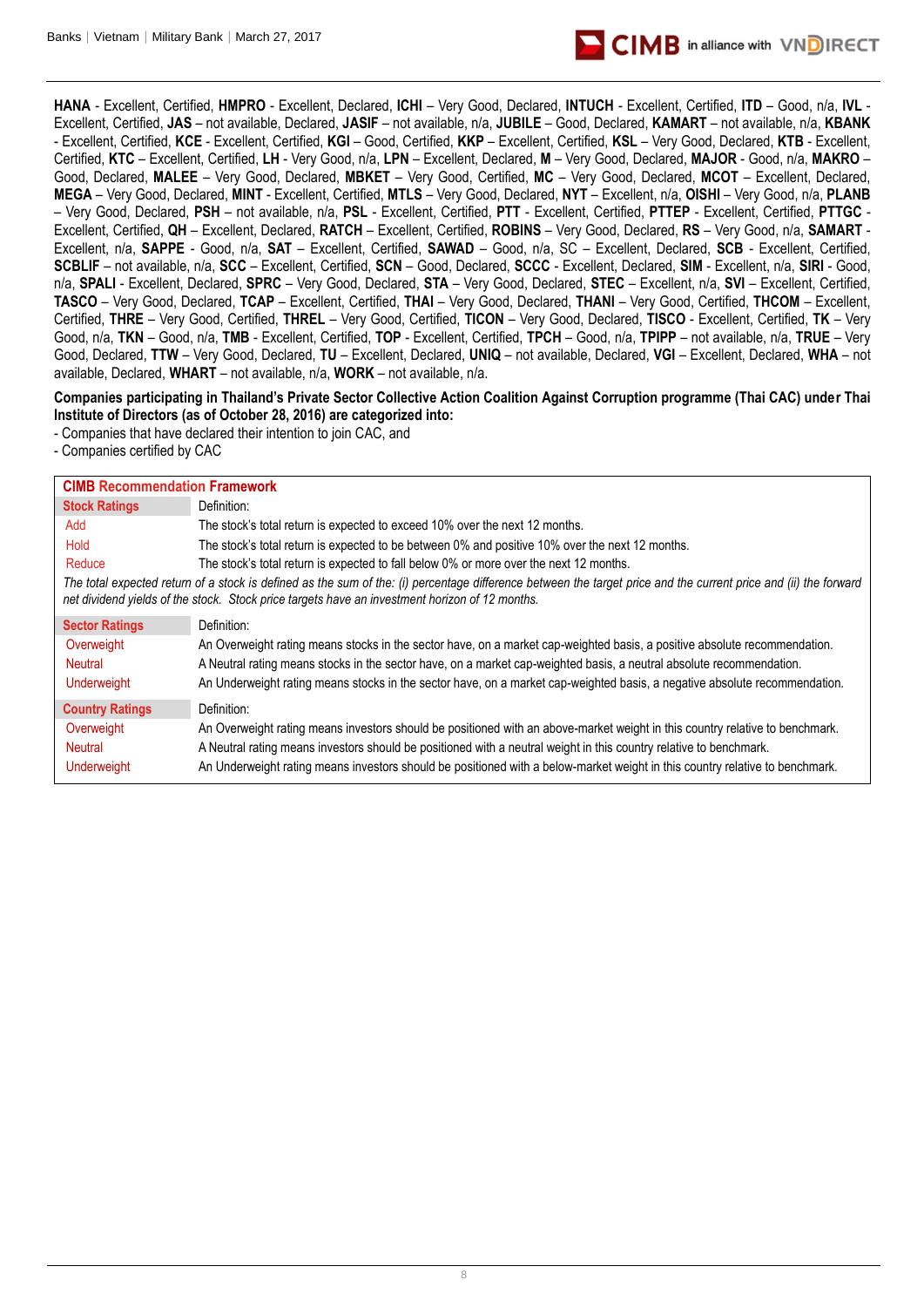**HANA** - Excellent, Certified, **HMPRO** - Excellent, Declared, **ICHI** – Very Good, Declared, **INTUCH** - Excellent, Certified, **ITD** – Good, n/a, **IVL** - Excellent, Certified, **JAS** – not available, Declared, **JASIF** – not available, n/a, **JUBILE** – Good, Declared, **KAMART** – not available, n/a, **KBANK** - Excellent, Certified, **KCE** - Excellent, Certified, **KGI** – Good, Certified, **KKP** – Excellent, Certified, **KSL** – Very Good, Declared, **KTB** - Excellent, Certified, **KTC** – Excellent, Certified, **LH** - Very Good, n/a, **LPN** – Excellent, Declared, **M** – Very Good, Declared, **MAJOR** - Good, n/a, **MAKRO** – Good, Declared, **MALEE** – Very Good, Declared, **MBKET** – Very Good, Certified, **MC** – Very Good, Declared, **MCOT** – Excellent, Declared, **MEGA** – Very Good, Declared, **MINT** - Excellent, Certified, **MTLS** – Very Good, Declared, **NYT** – Excellent, n/a, **OISHI** – Very Good, n/a, **PLANB** – Very Good, Declared, **PSH** – not available, n/a, **PSL** - Excellent, Certified, **PTT** - Excellent, Certified, **PTTEP** - Excellent, Certified, **PTTGC** - Excellent, Certified, **QH** – Excellent, Declared, **RATCH** – Excellent, Certified, **ROBINS** – Very Good, Declared, **RS** – Very Good, n/a, **SAMART** - Excellent, n/a, **SAPPE** - Good, n/a, **SAT** – Excellent, Certified, **SAWAD** – Good, n/a, SC – Excellent, Declared, **SCB** - Excellent, Certified, **SCBLIF** – not available, n/a, **SCC** – Excellent, Certified, **SCN** – Good, Declared, **SCCC** - Excellent, Declared, **SIM** - Excellent, n/a, **SIRI** - Good, n/a, **SPALI** - Excellent, Declared, **SPRC** – Very Good, Declared, **STA** – Very Good, Declared, **STEC** – Excellent, n/a, **SVI** – Excellent, Certified, **TASCO** – Very Good, Declared, **TCAP** – Excellent, Certified, **THAI** – Very Good, Declared, **THANI** – Very Good, Certified, **THCOM** – Excellent, Certified, **THRE** – Very Good, Certified, **THREL** – Very Good, Certified, **TICON** – Very Good, Declared, **TISCO** - Excellent, Certified, **TK** – Very Good, n/a, **TKN** – Good, n/a, **TMB** - Excellent, Certified, **TOP** - Excellent, Certified, **TPCH** – Good, n/a, **TPIPP** – not available, n/a, **TRUE** – Very Good, Declared, **TTW** – Very Good, Declared, **TU** – Excellent, Declared, **UNIQ** – not available, Declared, **VGI** – Excellent, Declared, **WHA** – not available, Declared, **WHART** – not available, n/a, **WORK** – not available, n/a.

**Companies participating in Thailand's Private Sector Collective Action Coalition Against Corruption programme (Thai CAC) under Thai Institute of Directors (as of October 28, 2016) are categorized into:**

- Companies that have declared their intention to join CAC, and
- Companies certified by CAC

**CIMB Recommendation Framework**

| | |
|---|---|
| **Stock Ratings** | Definition: |
| Add | The stock's total return is expected to exceed 10% over the next 12 months. |
| Hold | The stock's total return is expected to be between 0% and positive 10% over the next 12 months. |
| Reduce | The stock's total return is expected to fall below 0% or more over the next 12 months. |

*The total expected return of a stock is defined as the sum of the: (i) percentage difference between the target price and the current price and (ii) the forward net dividend yields of the stock. Stock price targets have an investment horizon of 12 months.*

| | |
|---|---|
| **Sector Ratings** | Definition: |
| Overweight | An Overweight rating means stocks in the sector have, on a market cap-weighted basis, a positive absolute recommendation. |
| Neutral | A Neutral rating means stocks in the sector have, on a market cap-weighted basis, a neutral absolute recommendation. |
| Underweight | An Underweight rating means stocks in the sector have, on a market cap-weighted basis, a negative absolute recommendation. |
| **Country Ratings** | Definition: |
| Overweight | An Overweight rating means investors should be positioned with an above-market weight in this country relative to benchmark. |
| Neutral | A Neutral rating means investors should be positioned with a neutral weight in this country relative to benchmark. |
| Underweight | An Underweight rating means investors should be positioned with a below-market weight in this country relative to benchmark. |